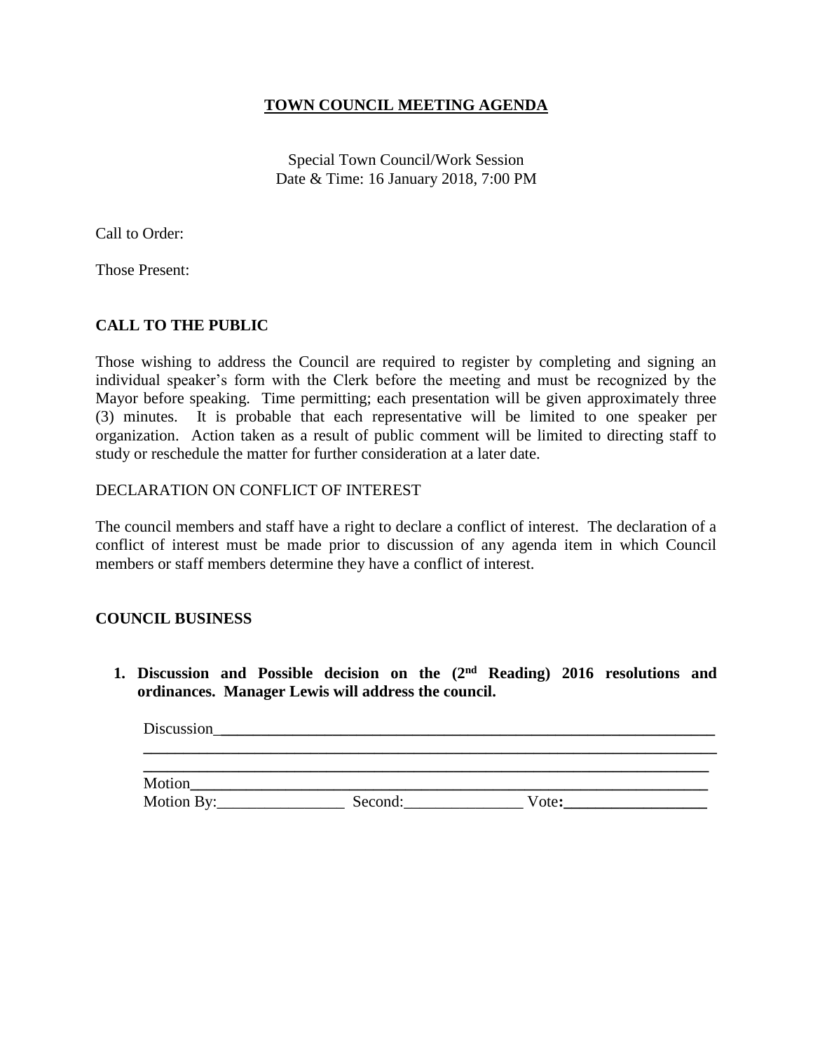# TOWN COUNCIL MEETING AGENDA

Special Town Council/Work Session
Date & Time: 16 January 2018, 7:00 PM

Call to Order:

Those Present:

## CALL TO THE PUBLIC

Those wishing to address the Council are required to register by completing and signing an individual speaker's form with the Clerk before the meeting and must be recognized by the Mayor before speaking. Time permitting; each presentation will be given approximately three (3) minutes. It is probable that each representative will be limited to one speaker per organization. Action taken as a result of public comment will be limited to directing staff to study or reschedule the matter for further consideration at a later date.

DECLARATION ON CONFLICT OF INTEREST

The council members and staff have a right to declare a conflict of interest. The declaration of a conflict of interest must be made prior to discussion of any agenda item in which Council members or staff members determine they have a conflict of interest.

## COUNCIL BUSINESS

1. **Discussion and Possible decision on the (2nd Reading) 2016 resolutions and ordinances. Manager Lewis will address the council.**

   Discussion________________________________________________________________
   __________________________________________________________________________
   __________________________________________________________________________
   Motion____________________________________________________________________
   Motion By:________________ Second:_______________ Vote:__________________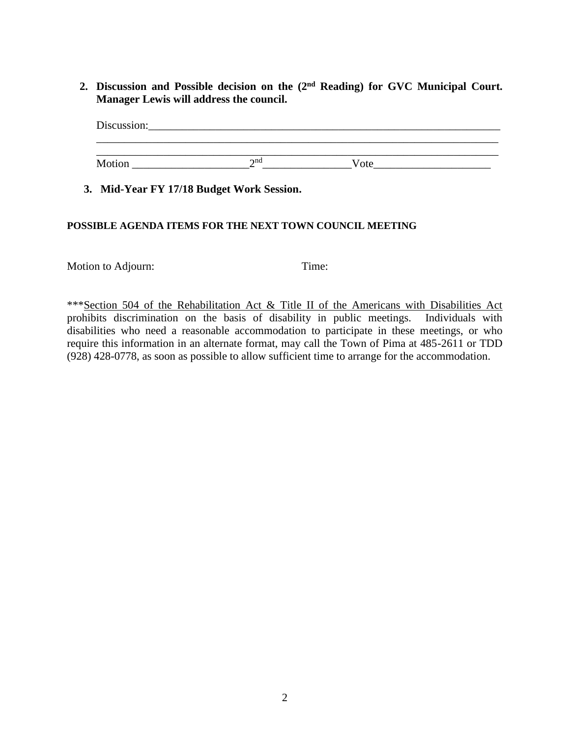2. **Discussion and Possible decision on the (2nd Reading) for GVC Municipal Court. Manager Lewis will address the council.**

   Discussion:_________________________________________________________________
   ___________________________________________________________________________
   ___________________________________________________________________________
   Motion ____________________2nd_______________Vote____________________

3. **Mid-Year FY 17/18 Budget Work Session.**

**POSSIBLE AGENDA ITEMS FOR THE NEXT TOWN COUNCIL MEETING**

Motion to Adjourn: Time:

***Section 504 of the Rehabilitation Act & Title II of the Americans with Disabilities Act prohibits discrimination on the basis of disability in public meetings. Individuals with disabilities who need a reasonable accommodation to participate in these meetings, or who require this information in an alternate format, may call the Town of Pima at 485-2611 or TDD (928) 428-0778, as soon as possible to allow sufficient time to arrange for the accommodation.